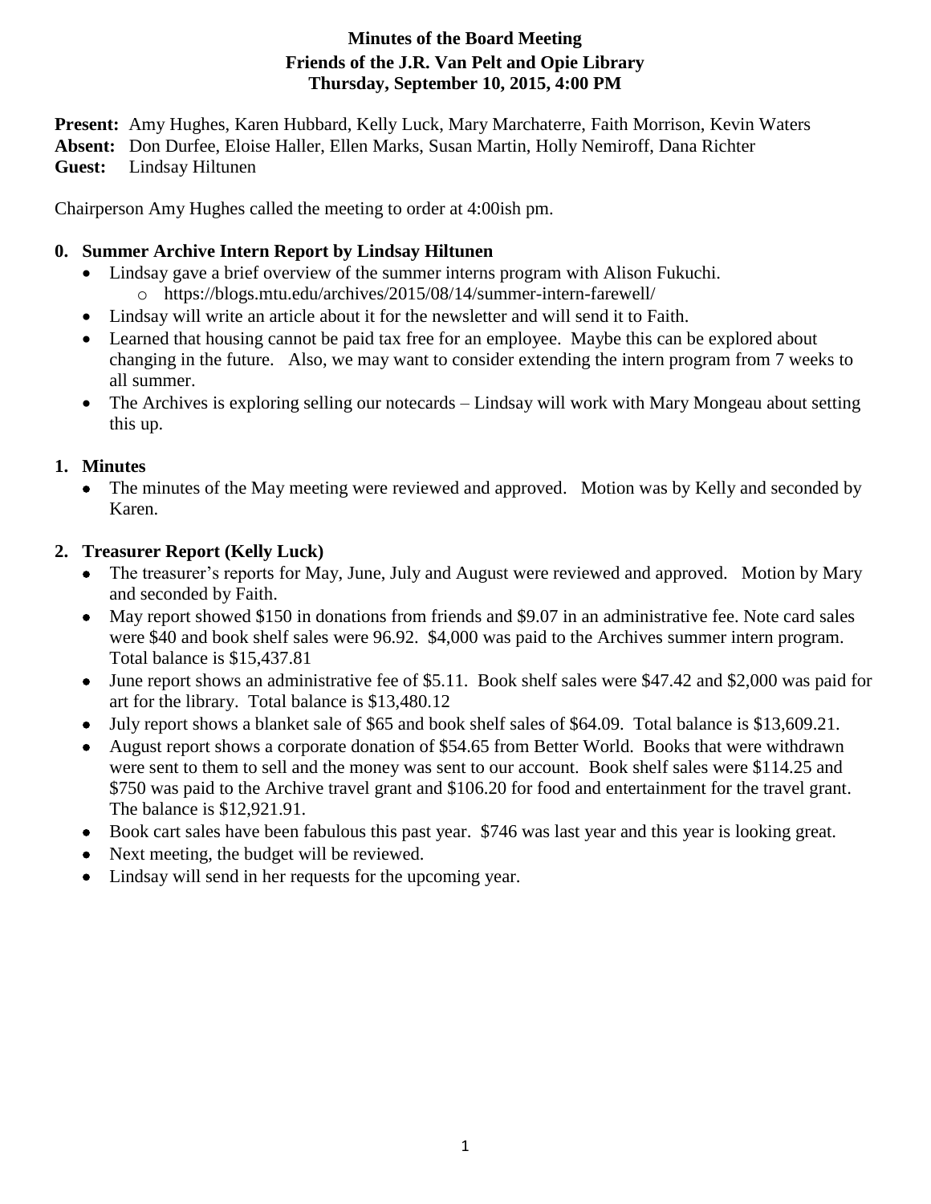**Minutes of the Board Meeting**
**Friends of the J.R. Van Pelt and Opie Library**
**Thursday, September 10, 2015, 4:00 PM**

**Present:** Amy Hughes, Karen Hubbard, Kelly Luck, Mary Marchaterre, Faith Morrison, Kevin Waters
**Absent:** Don Durfee, Eloise Haller, Ellen Marks, Susan Martin, Holly Nemiroff, Dana Richter
**Guest:** Lindsay Hiltunen

Chairperson Amy Hughes called the meeting to order at 4:00ish pm.

**0. Summer Archive Intern Report by Lindsay Hiltunen**

- Lindsay gave a brief overview of the summer interns program with Alison Fukuchi.
  - https://blogs.mtu.edu/archives/2015/08/14/summer-intern-farewell/
- Lindsay will write an article about it for the newsletter and will send it to Faith.
- Learned that housing cannot be paid tax free for an employee. Maybe this can be explored about changing in the future. Also, we may want to consider extending the intern program from 7 weeks to all summer.
- The Archives is exploring selling our notecards – Lindsay will work with Mary Mongeau about setting this up.

**1. Minutes**

- The minutes of the May meeting were reviewed and approved. Motion was by Kelly and seconded by Karen.

**2. Treasurer Report (Kelly Luck)**

- The treasurer's reports for May, June, July and August were reviewed and approved. Motion by Mary and seconded by Faith.
- May report showed $150 in donations from friends and $9.07 in an administrative fee. Note card sales were $40 and book shelf sales were 96.92. $4,000 was paid to the Archives summer intern program. Total balance is $15,437.81
- June report shows an administrative fee of $5.11. Book shelf sales were $47.42 and $2,000 was paid for art for the library. Total balance is $13,480.12
- July report shows a blanket sale of $65 and book shelf sales of $64.09. Total balance is $13,609.21.
- August report shows a corporate donation of $54.65 from Better World. Books that were withdrawn were sent to them to sell and the money was sent to our account. Book shelf sales were $114.25 and $750 was paid to the Archive travel grant and $106.20 for food and entertainment for the travel grant. The balance is $12,921.91.
- Book cart sales have been fabulous this past year. $746 was last year and this year is looking great.
- Next meeting, the budget will be reviewed.
- Lindsay will send in her requests for the upcoming year.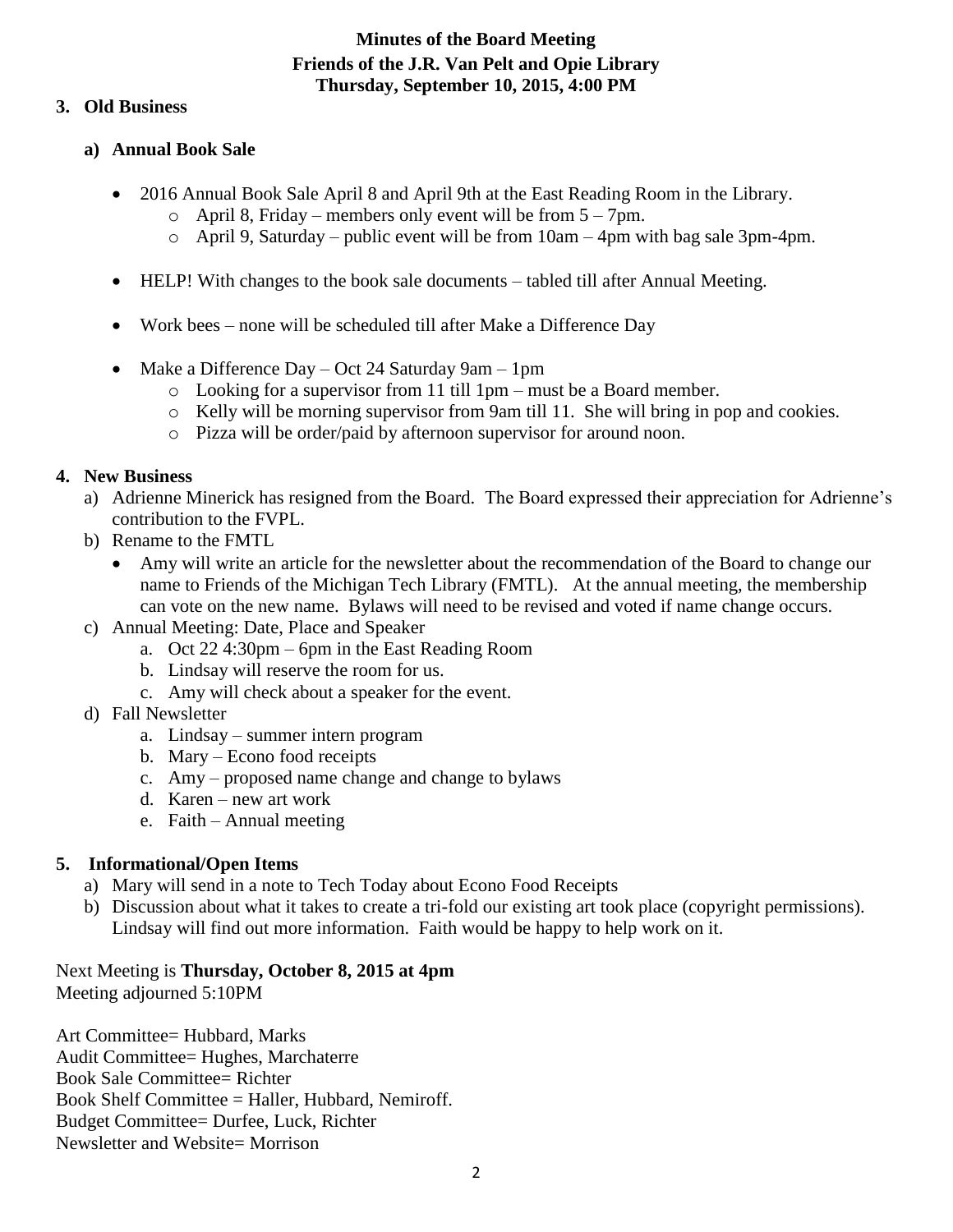**Minutes of the Board Meeting**
**Friends of the J.R. Van Pelt and Opie Library**
**Thursday, September 10, 2015, 4:00 PM**

### 3. Old Business

#### a) Annual Book Sale

- 2016 Annual Book Sale April 8 and April 9th at the East Reading Room in the Library.
  - April 8, Friday – members only event will be from 5 – 7pm.
  - April 9, Saturday – public event will be from 10am – 4pm with bag sale 3pm-4pm.
- HELP! With changes to the book sale documents – tabled till after Annual Meeting.
- Work bees – none will be scheduled till after Make a Difference Day
- Make a Difference Day – Oct 24 Saturday 9am – 1pm
  - Looking for a supervisor from 11 till 1pm – must be a Board member.
  - Kelly will be morning supervisor from 9am till 11. She will bring in pop and cookies.
  - Pizza will be order/paid by afternoon supervisor for around noon.

### 4. New Business

a) Adrienne Minerick has resigned from the Board. The Board expressed their appreciation for Adrienne's contribution to the FVPL.

b) Rename to the FMTL
   - Amy will write an article for the newsletter about the recommendation of the Board to change our name to Friends of the Michigan Tech Library (FMTL). At the annual meeting, the membership can vote on the new name. Bylaws will need to be revised and voted if name change occurs.

c) Annual Meeting: Date, Place and Speaker
   a. Oct 22 4:30pm – 6pm in the East Reading Room
   b. Lindsay will reserve the room for us.
   c. Amy will check about a speaker for the event.

d) Fall Newsletter
   a. Lindsay – summer intern program
   b. Mary – Econo food receipts
   c. Amy – proposed name change and change to bylaws
   d. Karen – new art work
   e. Faith – Annual meeting

### 5. Informational/Open Items

a) Mary will send in a note to Tech Today about Econo Food Receipts

b) Discussion about what it takes to create a tri-fold our existing art took place (copyright permissions). Lindsay will find out more information. Faith would be happy to help work on it.

Next Meeting is **Thursday, October 8, 2015 at 4pm**
Meeting adjourned 5:10PM

Art Committee= Hubbard, Marks
Audit Committee= Hughes, Marchaterre
Book Sale Committee= Richter
Book Shelf Committee = Haller, Hubbard, Nemiroff.
Budget Committee= Durfee, Luck, Richter
Newsletter and Website= Morrison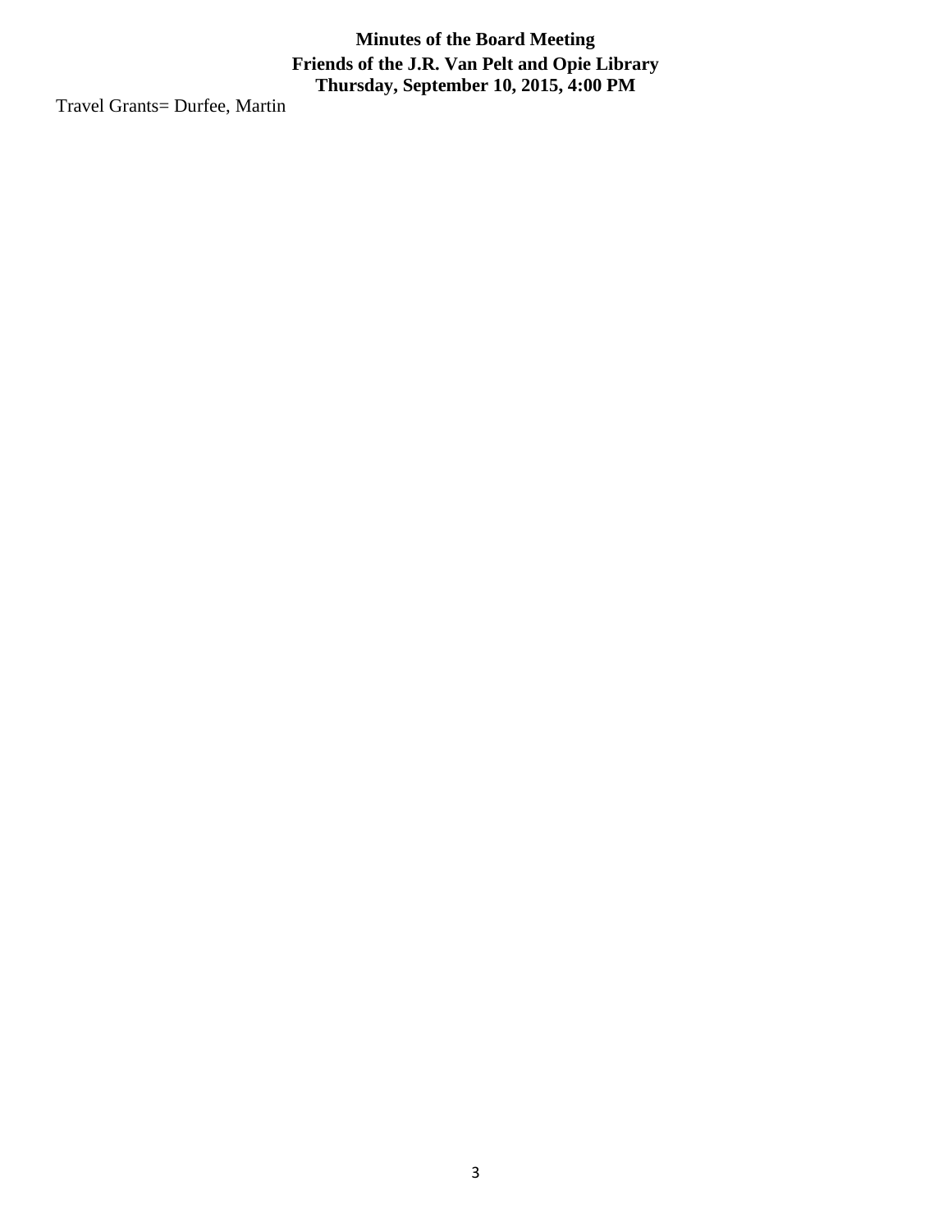**Minutes of the Board Meeting**
**Friends of the J.R. Van Pelt and Opie Library**
**Thursday, September 10, 2015, 4:00 PM**

Travel Grants= Durfee, Martin